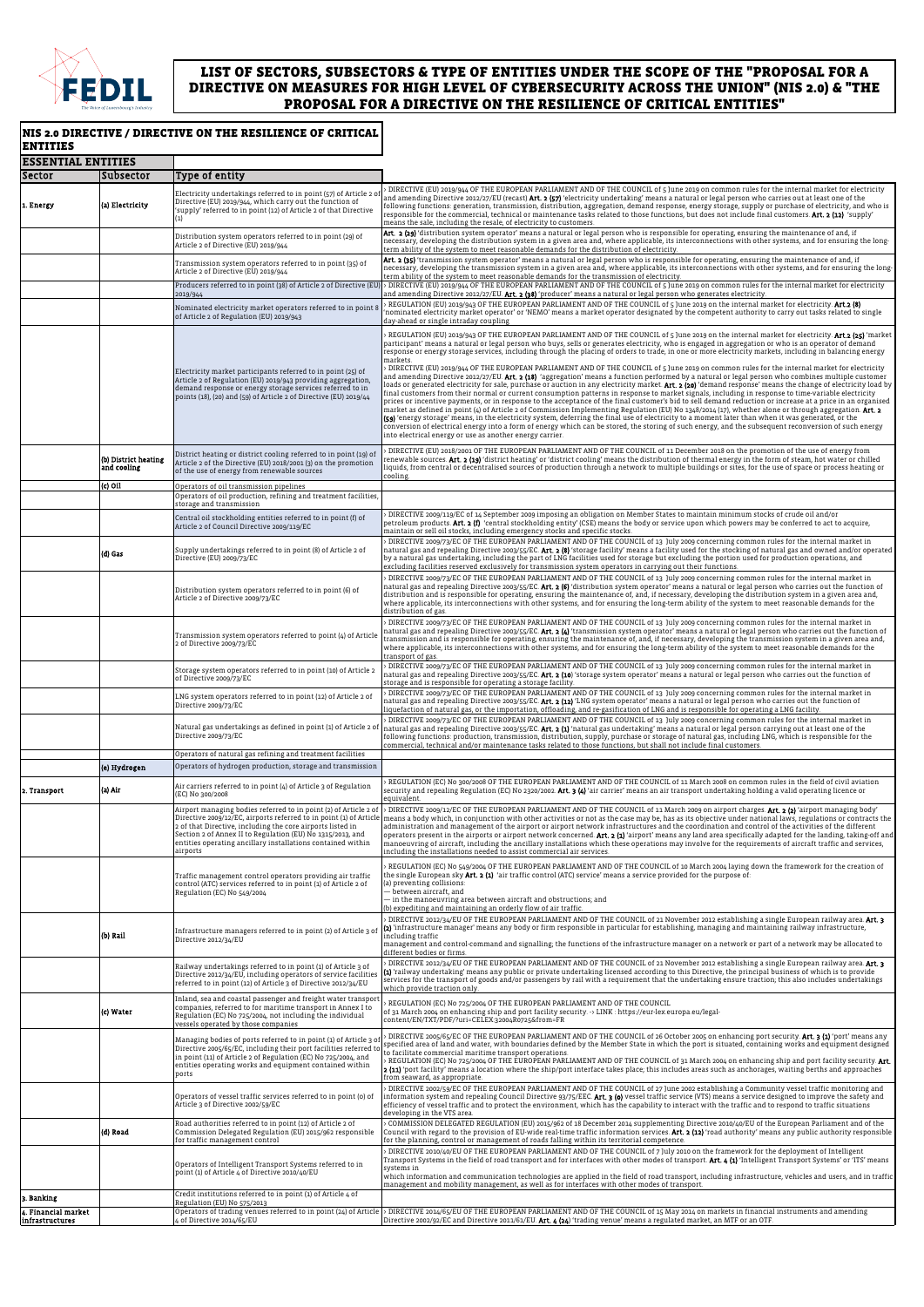# LIST OF SECTORS, SUBSECTORS & TYPE OF ENTITIES UNDER THE SCOPE OF THE "PROPOSAL FOR A DIRECTIVE ON MEASURES FOR HIGH LEVEL OF CYBERSECURITY ACROSS THE UNION" (NIS 2.0) & "THE PROPOSAL FOR A DIRECTIVE ON THE RESILIENCE OF CRITICAL ENTITIES"

## NIS 2.0 DIRECTIVE / DIRECTIVE ON THE RESILIENCE OF CRITICAL ENTITIES

### ESSENTIAL ENTITIES

| Sector | Subsector | Type of entity | |
|---|---|---|---|
| 1. Energy | (a) Electricity | Electricity undertakings referred to in point (57) of Article 2 of Directive (EU) 2019/944, which carry out the function of 'supply' referred to in point (12) of Article 2 of that Directive (1) | › DIRECTIVE (EU) 2019/944 OF THE EUROPEAN PARLIAMENT AND OF THE COUNCIL of 5 June 2019 on common rules for the internal market for electricity and amending Directive 2012/27/EU (recast) **Art. 2 (57)** 'electricity undertaking' means a natural or legal person who carries out at least one of the following functions: generation, transmission, distribution, aggregation, demand response, energy storage, supply or purchase of electricity, and who is responsible for the commercial, technical or maintenance tasks related to those functions, but does not include final customers. **Art. 2 (12)** 'supply' means the sale, including the resale, of electricity to customers |
| | | Distribution system operators referred to in point (29) of Article 2 of Directive (EU) 2019/944 | **Art. 2 (29)** 'distribution system operator' means a natural or legal person who is responsible for operating, ensuring the maintenance of and, if necessary, developing the distribution system in a given area and, where applicable, its interconnections with other systems, and for ensuring the long-term ability of the system to meet reasonable demands for the distribution of electricity |
| | | Transmission system operators referred to in point (35) of Article 2 of Directive (EU) 2019/944 | **Art. 2 (35)** 'transmission system operator' means a natural or legal person who is responsible for operating, ensuring the maintenance of and, if necessary, developing the transmission system in a given area and, where applicable, its interconnections with other systems, and for ensuring the long-term ability of the system to meet reasonable demands for the transmission of electricity |
| | | Producers referred to in point (38) of Article 2 of Directive (EU) 2019/944 | › DIRECTIVE (EU) 2019/944 OF THE EUROPEAN PARLIAMENT AND OF THE COUNCIL of 5 June 2019 on common rules for the internal market for electricity and amending Directive 2012/27/EU. **Art. 2 (38)** 'producer' means a natural or legal person who generates electricity |
| | | Nominated electricity market operators referred to in point 8 of Article 2 of Regulation (EU) 2019/943 | › REGULATION (EU) 2019/943 OF THE EUROPEAN PARLIAMENT AND OF THE COUNCIL of 5 June 2019 on the internal market for electricity. **Art.2 (8)** 'nominated electricity market operator' or 'NEMO' means a market operator designated by the competent authority to carry out tasks related to single day-ahead or single intraday coupling |
| | | Electricity market participants referred to in point (25) of Article 2 of Regulation (EU) 2019/943 providing aggregation, demand response or energy storage services referred to in points (18), (20) and (59) of Article 2 of Directive (EU) 2019/44 | › REGULATION (EU) 2019/943 OF THE EUROPEAN PARLIAMENT AND OF THE COUNCIL of 5 June 2019 on the internal market for electricity. **Art.2 (25)** 'market participant' means a natural or legal person who buys, sells or generates electricity, who is engaged in aggregation or who is an operator of demand response or energy storage services, including through the placing of orders to trade, in one or more electricity markets, including in balancing energy markets. › DIRECTIVE (EU) 2019/944 OF THE EUROPEAN PARLIAMENT AND OF THE COUNCIL of 5 June 2019 on common rules for the internal market for electricity and amending Directive 2012/27/EU. **Art. 2 (18)** 'aggregation' means a function performed by a natural or legal person who combines multiple customer loads or generated electricity for sale, purchase or auction in any electricity market. **Art. 2 (20)** 'demand response' means the change of electricity load by final customers from their normal or current consumption patterns in response to market signals, including in response to time-variable electricity prices or incentive payments, or in response to the acceptance of the final customer's bid to sell demand reduction or increase at a price in an organised market as defined in point (4) of Article 2 of Commission Implementing Regulation (EU) No 1348/2014 (17), whether alone or through aggregation. **Art. 2 (59)** 'energy storage' means, in the electricity system, deferring the final use of electricity to a moment later than when it was generated, or the conversion of electrical energy into a form of energy which can be stored, the storing of such energy, and the subsequent reconversion of such energy into electrical energy or use as another energy carrier. |
| | (b) District heating and cooling | District heating or district cooling referred to in point (19) of Article 2 of the Directive (EU) 2018/2001 (3) on the promotion of the use of energy from renewable sources | › DIRECTIVE (EU) 2018/2001 OF THE EUROPEAN PARLIAMENT AND OF THE COUNCIL of 11 December 2018 on the promotion of the use of energy from renewable sources. **Art. 2 (19)** 'district heating' or 'district cooling' means the distribution of thermal energy in the form of steam, hot water or chilled liquids, from central or decentralised sources of production through a network to multiple buildings or sites, for the use of space or process heating or cooling |
| | (c) Oil | Operators of oil transmission pipelines | |
| | | Operators of oil production, refining and treatment facilities, storage and transmission | |
| | | Central oil stockholding entities referred to in point (f) of Article 2 of Council Directive 2009/119/EC | › DIRECTIVE 2009/119/EC of 14 September 2009 imposing an obligation on Member States to maintain minimum stocks of crude oil and/or petroleum products. **Art. 2 (f)** 'central stockholding entity' (CSE) means the body or service upon which powers may be conferred to act to acquire, maintain or sell oil stocks, including emergency stocks and specific stocks. |
| | (d) Gas | Supply undertakings referred to in point (8) of Article 2 of Directive (EU) 2009/73/EC | › DIRECTIVE 2009/73/EC OF THE EUROPEAN PARLIAMENT AND OF THE COUNCIL of 13 July 2009 concerning common rules for the internal market in natural gas and repealing Directive 2003/55/EC. **Art. 2 (8)** 'storage facility' means a facility used for the stocking of natural gas and owned and/or operated by a natural gas undertaking, including the part of LNG facilities used for storage but excluding the portion used for production operations, and excluding facilities reserved exclusively for transmission system operators in carrying out their functions. |
| | | Distribution system operators referred to in point (6) of Article 2 of Directive 2009/73/EC | › DIRECTIVE 2009/73/EC OF THE EUROPEAN PARLIAMENT AND OF THE COUNCIL of 13 July 2009 concerning common rules for the internal market in natural gas and repealing Directive 2003/55/EC. **Art. 2 (6)** 'distribution system operator' means a natural or legal person who carries out the function of distribution and is responsible for operating, ensuring the maintenance of, and, if necessary, developing the distribution system in a given area and, where applicable, its interconnections with other systems, and for ensuring the long-term ability of the system to meet reasonable demands for the distribution of gas |
| | | Transmission system operators referred to in point (4) of Article 2 of Directive 2009/73/EC | › DIRECTIVE 2009/73/EC OF THE EUROPEAN PARLIAMENT AND OF THE COUNCIL of 13 July 2009 concerning common rules for the internal market in natural gas and repealing Directive 2003/55/EC. **Art. 2 (4)** 'transmission system operator' means a natural or legal person who carries out the function of transmission and is responsible for operating, ensuring the maintenance of, and, if necessary, developing the transmission system in a given area and, where applicable, its interconnections with other systems, and for ensuring the long-term ability of the system to meet reasonable demands for the transport of gas |
| | | Storage system operators referred to in point (10) of Article 2 of Directive 2009/73/EC | › DIRECTIVE 2009/73/EC OF THE EUROPEAN PARLIAMENT AND OF THE COUNCIL of 13 July 2009 concerning common rules for the internal market in natural gas and repealing Directive 2003/55/EC. **Art. 2 (10)** 'storage system operator' means a natural or legal person who carries out the function of storage and is responsible for operating a storage facility |
| | | LNG system operators referred to in point (12) of Article 2 of Directive 2009/73/EC | › DIRECTIVE 2009/73/EC OF THE EUROPEAN PARLIAMENT AND OF THE COUNCIL of 13 July 2009 concerning common rules for the internal market in natural gas and repealing Directive 2003/55/EC. **Art. 2 (12)** 'LNG system operator' means a natural or legal person who carries out the function of liquefaction of natural gas, or the importation, offloading, and re-gasification of LNG and is responsible for operating a LNG facility |
| | | Natural gas undertakings as defined in point (1) of Article 2 of Directive 2009/73/EC | › DIRECTIVE 2009/73/EC OF THE EUROPEAN PARLIAMENT AND OF THE COUNCIL of 13 July 2009 concerning common rules for the internal market in natural gas and repealing Directive 2003/55/EC. **Art. 2 (1)** 'natural gas undertaking' means a natural or legal person carrying out at least one of the following functions: production, transmission, distribution, supply, purchase or storage of natural gas, including LNG, which is responsible for the commercial, technical and/or maintenance tasks related to those functions, but shall not include final customers |
| | | Operators of natural gas refining and treatment facilities | |
| | (e) Hydrogen | Operators of hydrogen production, storage and transmission | |
| 2. Transport | (a) Air | Air carriers referred to in point (4) of Article 3 of Regulation (EC) No 300/2008 | › REGULATION (EC) No 300/2008 OF THE EUROPEAN PARLIAMENT AND OF THE COUNCIL of 11 March 2008 on common rules in the field of civil aviation security and repealing Regulation (EC) No 2320/2002. **Art. 3 (4)** 'air carrier' means an air transport undertaking holding a valid operating licence or equivalent. |
| | | Airport managing bodies referred to in point (2) of Article 2 of Directive 2009/12/EC, airports referred to in point (1) of Article 2 of that Directive, including the core airports listed in Section 2 of Annex II to Regulation (EU) No 1315/2013, and entities operating ancillary installations contained within airports | › DIRECTIVE 2009/12/EC OF THE EUROPEAN PARLIAMENT AND OF THE COUNCIL of 11 March 2009 on airport charges. **Art. 2 (2)** 'airport managing body' means a body which, in conjunction with other activities or not as the case may be, has as its objective under national laws, regulations or contracts the administration and management of the airport or airport network infrastructures and the coordination and control of the activities of the different operators present in the airports or airport network concerned. **Art. 2 (1)** 'airport' means any land area specifically adapted for the landing, taking-off and manoeuvring of aircraft, including the ancillary installations which these operations may involve for the requirements of aircraft traffic and services, including the installations needed to assist commercial air services. |
| | | Traffic management control operators providing air traffic control (ATC) services referred to in point (1) of Article 2 of Regulation (EC) No 549/2004 | › REGULATION (EC) No 549/2004 OF THE EUROPEAN PARLIAMENT AND OF THE COUNCIL of 10 March 2004 laying down the framework for the creation of the single European sky **Art. 2 (1)** 'air traffic control (ATC) service' means a service provided for the purpose of: (a) preventing collisions: — between aircraft, and — in the manoeuvring area between aircraft and obstructions; and (b) expediting and maintaining an orderly flow of air traffic. |
| | (b) Rail | Infrastructure managers referred to in point (2) of Article 3 of Directive 2012/34/EU | › DIRECTIVE 2012/34/EU OF THE EUROPEAN PARLIAMENT AND OF THE COUNCIL of 21 November 2012 establishing a single European railway area. **Art. 3 (2)** 'infrastructure manager' means any body or firm responsible in particular for establishing, managing and maintaining railway infrastructure, including traffic management and control-command and signalling; the functions of the infrastructure manager on a network or part of a network may be allocated to different bodies or firms. |
| | | Railway undertakings referred to in point (1) of Article 3 of Directive 2012/34/EU, including operators of service facilities referred to in point (12) of Article 3 of Directive 2012/34/EU | › DIRECTIVE 2012/34/EU OF THE EUROPEAN PARLIAMENT AND OF THE COUNCIL of 21 November 2012 establishing a single European railway area. **Art. 3 (1)** 'railway undertaking' means any public or private undertaking licensed according to this Directive, the principal business of which is to provide services for the transport of goods and/or passengers by rail with a requirement that the undertaking ensure traction; this also includes undertakings which provide traction only. |
| | (c) Water | Inland, sea and coastal passenger and freight water transport companies, referred to for maritime transport in Annex I to Regulation (EC) No 725/2004, not including the individual vessels operated by those companies | › REGULATION (EC) No 725/2004 OF THE EUROPEAN PARLIAMENT AND OF THE COUNCIL of 31 March 2004 on enhancing ship and port facility security -› LINK : https://eur-lex.europa.eu/legal-content/EN/TXT/PDF/?uri=CELEX:32004R0725&from=FR |
| | | Managing bodies of ports referred to in point (1) of Article 3 of Directive 2005/65/EC, including their port facilities referred to in point (11) of Article 2 of Regulation (EC) No 725/2004, and entities operating works and equipment contained within ports | › DIRECTIVE 2005/65/EC OF THE EUROPEAN PARLIAMENT AND OF THE COUNCIL of 26 October 2005 on enhancing port security. **Art. 3 (1)** 'port' means any specified area of land and water, with boundaries defined by the Member State in which the port is situated, containing works and equipment designed to facilitate commercial maritime transport operations. › REGULATION (EC) No 725/2004 OF THE EUROPEAN PARLIAMENT AND OF THE COUNCIL of 31 March 2004 on enhancing ship and port facility security. **Art. 2 (11)** 'port facility' means a location where the ship/port interface takes place; this includes areas such as anchorages, waiting berths and approaches from seaward, as appropriate. |
| | | Operators of vessel traffic services referred to in point (o) of Article 3 of Directive 2002/59/EC | › DIRECTIVE 2002/59/EC OF THE EUROPEAN PARLIAMENT AND OF THE COUNCIL of 27 June 2002 establishing a Community vessel traffic monitoring and information system and repealing Council Directive 93/75/EEC. **Art. 3 (o)** vessel traffic service (VTS) means a service designed to improve the safety and efficiency of vessel traffic and to protect the environment, which has the capability to interact with the traffic and to respond to traffic situations developing in the VTS area. |
| | (d) Road | Road authorities referred to in point (12) of Article 2 of Commission Delegated Regulation (EU) 2015/962 responsible for traffic management control | › COMMISSION DELEGATED REGULATION (EU) 2015/962 of 18 December 2014 supplementing Directive 2010/40/EU of the European Parliament and of the Council with regard to the provision of EU-wide real-time traffic information services. **Art. 2 (12)** 'road authority' means any public authority responsible for the planning, control or management of roads falling within its territorial competence. |
| | | Operators of Intelligent Transport Systems referred to in point (1) of Article 4 of Directive 2010/40/EU | › DIRECTIVE 2010/40/EU OF THE EUROPEAN PARLIAMENT AND OF THE COUNCIL of 7 July 2010 on the framework for the deployment of Intelligent Transport Systems in the field of road transport and for interfaces with other modes of transport. **Art. 4 (1)** 'Intelligent Transport Systems' or 'ITS' means systems in which information and communication technologies are applied in the field of road transport, including infrastructure, vehicles and users, and in traffic management and mobility management, as well as for interfaces with other modes of transport. |
| 3. Banking | | Credit institutions referred to in point (1) of Article 4 of Regulation (EU) No 575/2013 | |
| 4. Financial market infrastructures | | Operators of trading venues referred to in point (24) of Article 4 of Directive 2014/65/EU | › DIRECTIVE 2014/65/EU OF THE EUROPEAN PARLIAMENT AND OF THE COUNCIL of 15 May 2014 on markets in financial instruments and amending Directive 2002/92/EC and Directive 2011/61/EU. **Art. 4 (24)** 'trading venue' means a regulated market, an MTF or an OTF. |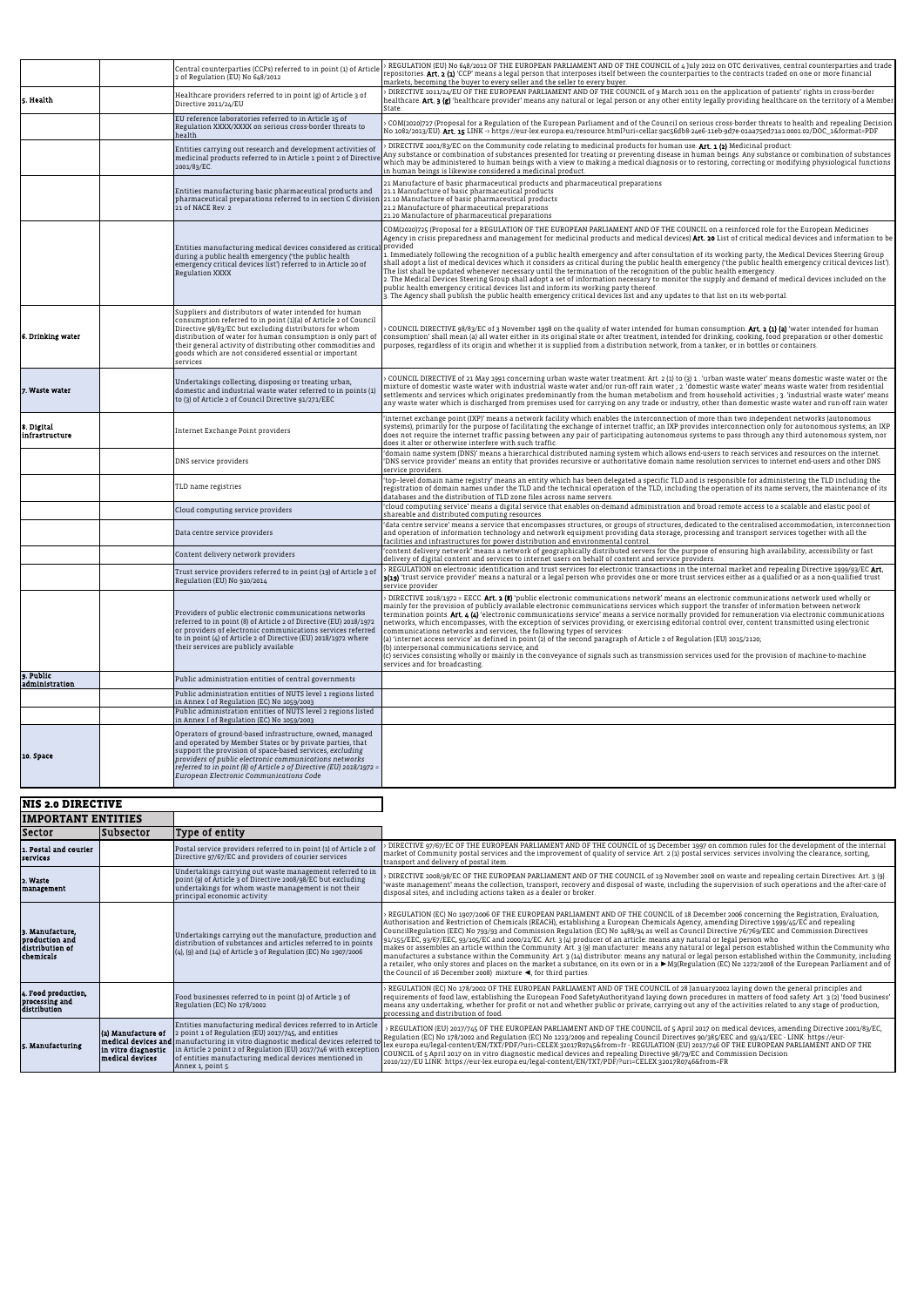| | | | |
|---|---|---|---|
| | | Central counterparties (CCPs) referred to in point (1) of Article 2 of Regulation (EU) No 648/2012 | › REGULATION (EU) No 648/2012 OF THE EUROPEAN PARLIAMENT AND OF THE COUNCIL of 4 July 2012 on OTC derivatives, central counterparties and trade repositories. **Art. 2 (1)** 'CCP' means a legal person that interposes itself between the counterparties to the contracts traded on one or more financial markets, becoming the buyer to every seller and the seller to every buyer. |
| 5. Health | | Healthcare providers referred to in point (g) of Article 3 of Directive 2011/24/EU | › DIRECTIVE 2011/24/EU OF THE EUROPEAN PARLIAMENT AND OF THE COUNCIL of 9 March 2011 on the application of patients' rights in cross-border healthcare. **Art. 3 (g)** 'healthcare provider' means any natural or legal person or any other entity legally providing healthcare on the territory of a Member State. |
| | | EU reference laboratories referred to in Article 15 of Regulation XXXX/XXXX on serious cross-border threats to health | › COM(2020)727 (Proposal for a Regulation of the European Parliament and of the Council on serious cross-border threats to health and repealing Decision No 1082/2013/EU). **Art. 15** LINK -> https://eur-lex.europa.eu/resource.html?uri=cellar:9ac56db8-24e6-11eb-9d7e-01aa75ed71a1.0001.02/DOC_1&format=PDF |
| | | Entities carrying out research and development activities of medicinal products referred to in Article 1 point 2 of Directive 2001/83/EC. | › DIRECTIVE 2001/83/EC on the Community code relating to medicinal products for human use. **Art. 1 (2)** Medicinal product: Any substance or combination of substances presented for treating or preventing disease in human beings. Any substance or combination of substances which may be administered to human beings with a view to making a medical diagnosis or to restoring, correcting or modifying physiological functions in human beings is likewise considered a medicinal product. |
| | | Entities manufacturing basic pharmaceutical products and pharmaceutical preparations referred to in section C division 21 of NACE Rev. 2 | 21 Manufacture of basic pharmaceutical products and pharmaceutical preparations<br>21.1 Manufacture of basic pharmaceutical products<br>21.10 Manufacture of basic pharmaceutical products<br>21.2 Manufacture of pharmaceutical preparations<br>21.20 Manufacture of pharmaceutical preparations |
| | | Entities manufacturing medical devices considered as critical during a public health emergency ('the public health emergency critical devices list') referred to in Article 20 of Regulation XXXX | COM(2020)725 (Proposal for a REGULATION OF THE EUROPEAN PARLIAMENT AND OF THE COUNCIL on a reinforced role for the European Medicines Agency in crisis preparedness and management for medicinal products and medical devices) **Art. 20** List of critical medical devices and information to be provided<br>1. Immediately following the recognition of a public health emergency and after consultation of its working party, the Medical Devices Steering Group shall adopt a list of medical devices which it considers as critical during the public health emergency ('the public health emergency critical devices list'). The list shall be updated whenever necessary until the termination of the recognition of the public health emergency.<br>2. The Medical Devices Steering Group shall adopt a set of information necessary to monitor the supply and demand of medical devices included on the public health emergency critical devices list and inform its working party thereof.<br>3. The Agency shall publish the public health emergency critical devices list and any updates to that list on its web-portal. |
| 6. Drinking water | | Suppliers and distributors of water intended for human consumption referred to in point (1)(a) of Article 2 of Council Directive 98/83/EC but excluding distributors for whom distribution of water for human consumption is only part of their general activity of distributing other commodities and goods which are not considered essential or important services | › COUNCIL DIRECTIVE 98/83/EC of 3 November 1998 on the quality of water intended for human consumption. **Art. 2 (1) (a)** 'water intended for human consumption' shall mean (a) all water either in its original state or after treatment, intended for drinking, cooking, food preparation or other domestic purposes, regardless of its origin and whether it is supplied from a distribution network, from a tanker, or in bottles or containers. |
| 7. Waste water | | Undertakings collecting, disposing or treating urban, domestic and industrial waste water referred to in points (1) to (3) of Article 2 of Council Directive 91/271/EEC | › COUNCIL DIRECTIVE of 21 May 1991 concerning urban waste water treatment. Art. 2 (1) to (3) 1. 'urban waste water' means domestic waste water or the mixture of domestic waste water with industrial waste water and/or run-off rain water ; 2. 'domestic waste water' means waste water from residential settlements and services which originates predominantly from the human metabolism and from household activities ; 3. 'industrial waste water' means any waste water which is discharged from premises used for carrying on any trade or industry, other than domestic waste water and run-off rain water |
| 8. Digital infrastructure | | Internet Exchange Point providers | 'internet exchange point (IXP)' means a network facility which enables the interconnection of more than two independent networks (autonomous systems), primarily for the purpose of facilitating the exchange of internet traffic; an IXP provides interconnection only for autonomous systems; an IXP does not require the internet traffic passing between any pair of participating autonomous systems to pass through any third autonomous system, nor does it alter or otherwise interfere with such traffic. |
| | | DNS service providers | 'domain name system (DNS)' means a hierarchical distributed naming system which allows end-users to reach services and resources on the internet. 'DNS service provider' means an entity that provides recursive or authoritative domain name resolution services to internet end-users and other DNS service providers. |
| | | TLD name registries | 'top–level domain name registry' means an entity which has been delegated a specific TLD and is responsible for administering the TLD including the registration of domain names under the TLD and the technical operation of the TLD, including the operation of its name servers, the maintenance of its databases and the distribution of TLD zone files across name servers. |
| | | Cloud computing service providers | 'cloud computing service' means a digital service that enables on-demand administration and broad remote access to a scalable and elastic pool of shareable and distributed computing resources. |
| | | Data centre service providers | 'data centre service' means a service that encompasses structures, or groups of structures, dedicated to the centralised accommodation, interconnection and operation of information technology and network equipment providing data storage, processing and transport services together with all the facilities and infrastructures for power distribution and environmental control. |
| | | Content delivery network providers | 'content delivery network' means a network of geographically distributed servers for the purpose of ensuring high availability, accessibility or fast delivery of digital content and services to internet users on behalf of content and service providers. |
| | | Trust service providers referred to in point (19) of Article 3 of Regulation (EU) No 910/2014 | › REGULATION on electronic identification and trust services for electronic transactions in the internal market and repealing Directive 1999/93/EC **Art. 3(19)** 'trust service provider' means a natural or a legal person who provides one or more trust services either as a qualified or as a non-qualified trust service provider |
| | | Providers of public electronic communications networks referred to in point (8) of Article 2 of Directive (EU) 2018/1972 or providers of electronic communications services referred to in point (4) of Article 2 of Directive (EU) 2018/1972 where their services are publicly available | › DIRECTIVE 2018/1972 = EECC. **Art. 2 (8)** 'public electronic communications network' means an electronic communications network used wholly or mainly for the provision of publicly available electronic communications services which support the transfer of information between network termination points. **Art. 4 (4)** 'electronic communications service' means a service normally provided for remuneration via electronic communications networks, which encompasses, with the exception of services providing, or exercising editorial control over, content transmitted using electronic communications networks and services, the following types of services:<br>(a) 'internet access service' as defined in point (2) of the second paragraph of Article 2 of Regulation (EU) 2015/2120;<br>(b) interpersonal communications service; and<br>(c) services consisting wholly or mainly in the conveyance of signals such as transmission services used for the provision of machine-to-machine services and for broadcasting. |
| 9. Public administration | | Public administration entities of central governments | |
| | | Public administration entities of NUTS level 1 regions listed in Annex I of Regulation (EC) No 1059/2003 | |
| | | Public administration entities of NUTS level 2 regions listed in Annex I of Regulation (EC) No 1059/2003 | |
| 10. Space | | Operators of ground-based infrastructure, owned, managed and operated by Member States or by private parties, that support the provision of space-based services, *excluding providers of public electronic communications networks referred to in point (8) of Article 2 of Directive (EU) 2018/1972 = European Electronic Communications Code* | |

## NIS 2.0 DIRECTIVE

### IMPORTANT ENTITIES

| Sector | Subsector | Type of entity | |
|---|---|---|---|
| 1. Postal and courier services | | Postal service providers referred to in point (1) of Article 2 of Directive 97/67/EC and providers of courier services | › DIRECTIVE 97/67/EC OF THE EUROPEAN PARLIAMENT AND OF THE COUNCIL of 15 December 1997 on common rules for the development of the internal market of Community postal services and the improvement of quality of service. Art. 2 (1) postal services: services involving the clearance, sorting, transport and delivery of postal item. |
| 2. Waste management | | Undertakings carrying out waste management referred to in point (9) of Article 3 of Directive 2008/98/EC but excluding undertakings for whom waste management is not their principal economic activity | › DIRECTIVE 2008/98/EC OF THE EUROPEAN PARLIAMENT AND OF THE COUNCIL of 19 November 2008 on waste and repealing certain Directives. Art. 3 (9) 'waste management' means the collection, transport, recovery and disposal of waste, including the supervision of such operations and the after-care of disposal sites, and including actions taken as a dealer or broker. |
| 3. Manufacture, production and distribution of chemicals | | Undertakings carrying out the manufacture, production and distribution of substances and articles referred to in points (4), (9) and (14) of Article 3 of Regulation (EC) No 1907/2006 | › REGULATION (EC) No 1907/2006 OF THE EUROPEAN PARLIAMENT AND OF THE COUNCIL of 18 December 2006 concerning the Registration, Evaluation, Authorisation and Restriction of Chemicals (REACH), establishing a European Chemicals Agency, amending Directive 1999/45/EC and repealing CouncilRegulation (EEC) No 793/93 and Commission Regulation (EC) No 1488/94 as well as Council Directive 76/769/EEC and Commission Directives 91/155/EEC, 93/67/EEC, 93/105/EC and 2000/21/EC. Art. 3 (4) producer of an article: means any natural or legal person who makes or assembles an article within the Community. Art. 3 (9) manufacturer: means any natural or legal person established within the Community who manufactures a substance within the Community. Art. 3 (14) distributor: means any natural or legal person established within the Community, including a retailer, who only stores and places on the market a substance, on its own or in a ►M3(Regulation (EC) No 1272/2008 of the European Parliament and of the Council of 16 December 2008) mixture ◄, for third parties. |
| 4. Food production, processing and distribution | | Food businesses referred to in point (2) of Article 3 of Regulation (EC) No 178/2002 | › REGULATION (EC) No 178/2002 OF THE EUROPEAN PARLIAMENT AND OF THE COUNCIL of 28 January2002 laying down the general principles and requirements of food law, establishing the European Food SafetyAuthorityand laying down procedures in matters of food safety. Art. 3 (2) 'food business' means any undertaking, whether for profit or not and whether public or private, carrying out any of the activities related to any stage of production, processing and distribution of food. |
| 5. Manufacturing | (a) Manufacture of medical devices and in vitro diagnostic medical devices | Entities manufacturing medical devices referred to in Article 2 point 1 of Regulation (EU) 2017/745, and entities manufacturing in vitro diagnostic medical devices referred to in Article 2 point 2 of Regulation (EU) 2017/746 with exception of entities manufacturing medical devices mentioned in Annex 1, point 5. | › REGULATION (EU) 2017/745 OF THE EUROPEAN PARLIAMENT AND OF THE COUNCIL of 5 April 2017 on medical devices, amending Directive 2001/83/EC, Regulation (EC) No 178/2002 and Regulation (EC) No 1223/2009 and repealing Council Directives 90/385/EEC and 93/42/EEC - LINK: https://eur-lex.europa.eu/legal-content/EN/TXT/PDF/?uri=CELEX:32017R0745&from=fr - REGULATION (EU) 2017/746 OF THE EUROPEAN PARLIAMENT AND OF THE COUNCIL of 5 April 2017 on in vitro diagnostic medical devices and repealing Directive 98/79/EC and Commission Decision 2010/227/EU LINK: https://eur-lex.europa.eu/legal-content/EN/TXT/PDF/?uri=CELEX:32017R0746&from=FR |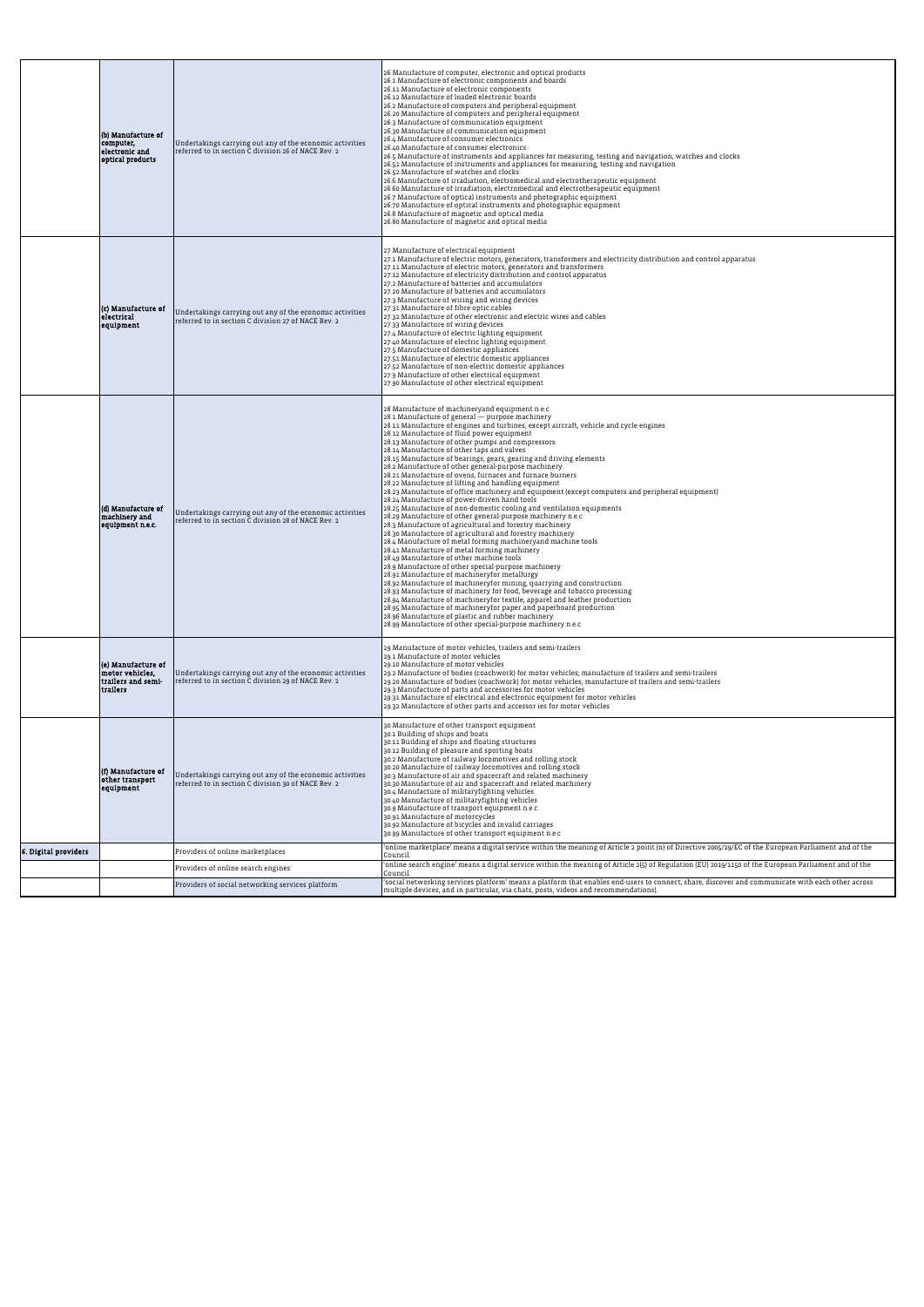| | | | |
|---|---|---|---|
| | **(b) Manufacture of computer, electronic and optical products** | Undertakings carrying out any of the economic activities referred to in section C division 26 of NACE Rev. 2 | 26 Manufacture of computer, electronic and optical products<br>26.1 Manufacture of electronic components and boards<br>26.11 Manufacture of electronic components<br>26.12 Manufacture of loaded electronic boards<br>26.2 Manufacture of computers and peripheral equipment<br>26.20 Manufacture of computers and peripheral equipment<br>26.3 Manufacture of communication equipment<br>26.30 Manufacture of communication equipment<br>26.4 Manufacture of consumer electronics<br>26.40 Manufacture of consumer electronics<br>26.5 Manufacture of instruments and appliances for measuring, testing and navigation; watches and clocks<br>26.51 Manufacture of instruments and appliances for measuring, testing and navigation<br>26.52 Manufacture of watches and clocks<br>26.6 Manufacture of irradiation, electromedical and electrotherapeutic equipment<br>26.60 Manufacture of irradiation, electromedical and electrotherapeutic equipment<br>26.7 Manufacture of optical instruments and photographic equipment<br>26.70 Manufacture of optical instruments and photographic equipment<br>26.8 Manufacture of magnetic and optical media<br>26.80 Manufacture of magnetic and optical media |
| | **(c) Manufacture of electrical equipment** | Undertakings carrying out any of the economic activities referred to in section C division 27 of NACE Rev. 2 | 27 Manufacture of electrical equipment<br>27.1 Manufacture of electric motors, generators, transformers and electricity distribution and control apparatus<br>27.11 Manufacture of electric motors, generators and transformers<br>27.12 Manufacture of electricity distribution and control apparatus<br>27.2 Manufacture of batteries and accumulators<br>27.20 Manufacture of batteries and accumulators<br>27.3 Manufacture of wiring and wiring devices<br>27.31 Manufacture of fibre optic cables<br>27.32 Manufacture of other electronic and electric wires and cables<br>27.33 Manufacture of wiring devices<br>27.4 Manufacture of electric lighting equipment<br>27.40 Manufacture of electric lighting equipment<br>27.5 Manufacture of domestic appliances<br>27.51 Manufacture of electric domestic appliances<br>27.52 Manufacture of non-electric domestic appliances<br>27.9 Manufacture of other electrical equipment<br>27.90 Manufacture of other electrical equipment |
| | **(d) Manufacture of machinery and equipment n.e.c.** | Undertakings carrying out any of the economic activities referred to in section C division 28 of NACE Rev. 2 | 28 Manufacture of machineryand equipment n.e.c.<br>28.1 Manufacture of general — purpose machinery<br>28.11 Manufacture of engines and turbines, except aircraft, vehicle and cycle engines<br>28.12 Manufacture of fluid power equipment<br>28.13 Manufacture of other pumps and compressors<br>28.14 Manufacture of other taps and valves<br>28.15 Manufacture of bearings, gears, gearing and driving elements<br>28.2 Manufacture of other general-purpose machinery<br>28.21 Manufacture of ovens, furnaces and furnace burners<br>28.22 Manufacture of lifting and handling equipment<br>28.23 Manufacture of office machinery and equipment (except computers and peripheral equipment)<br>28.24 Manufacture of power-driven hand tools<br>28.25 Manufacture of non-domestic cooling and ventilation equipments<br>28.29 Manufacture of other general-purpose machinery n.e.c.<br>28.3 Manufacture of agricultural and forestry machinery<br>28.30 Manufacture of agricultural and forestry machinery<br>28.4 Manufacture of metal forming machineryand machine tools<br>28.41 Manufacture of metal forming machinery<br>28.49 Manufacture of other machine tools<br>28.9 Manufacture of other special-purpose machinery<br>28.91 Manufacture of machineryfor metallurgy<br>28.92 Manufacture of machineryfor mining, quarrying and construction<br>28.93 Manufacture of machinery for food, beverage and tobacco processing<br>28.94 Manufacture of machineryfor textile, apparel and leather production<br>28.95 Manufacture of machineryfor paper and paperboard production<br>28.96 Manufacture of plastic and rubber machinery<br>28.99 Manufacture of other special-purpose machinery n.e.c |
| | **(e) Manufacture of motor vehicles, trailers and semi-trailers** | Undertakings carrying out any of the economic activities referred to in section C division 29 of NACE Rev. 2 | 29 Manufacture of motor vehicles, trailers and semi-trailers<br>29.1 Manufacture of motor vehicles<br>29.10 Manufacture of motor vehicles<br>29.2 Manufacture of bodies (coachwork) for motor vehicles; manufacture of trailers and semi-trailers<br>29.20 Manufacture of bodies (coachwork) for motor vehicles; manufacture of trailers and semi-trailers<br>29.3 Manufacture of parts and accessories for motor vehicles<br>29.31 Manufacture of electrical and electronic equipment for motor vehicles<br>29.32 Manufacture of other parts and accessor ies for motor vehicles |
| | **(f) Manufacture of other transport equipment** | Undertakings carrying out any of the economic activities referred to in section C division 30 of NACE Rev. 2 | 30 Manufacture of other transport equipment<br>30.1 Building of ships and boats<br>30.11 Building of ships and floating structures<br>30.12 Building of pleasure and sporting boats<br>30.2 Manufacture of railway locomotives and rolling stock<br>30.20 Manufacture of railway locomotives and rolling stock<br>30.3 Manufacture of air and spacecraft and related machinery<br>30.30 Manufacture of air and spacecraft and related machinery<br>30.4 Manufacture of militaryfighting vehicles<br>30.40 Manufacture of militaryfighting vehicles<br>30.9 Manufacture of transport equipment n.e.c.<br>30.91 Manufacture of motorcycles<br>30.92 Manufacture of bicycles and invalid carriages<br>30.99 Manufacture of other transport equipment n.e.c |
| **6. Digital providers** | | Providers of online marketplaces | 'online marketplace' means a digital service within the meaning of Article 2 point (n) of Directive 2005/29/EC of the European Parliament and of the Council. |
| | | Providers of online search engines | 'online search engine' means a digital service within the meaning of Article 2(5) of Regulation (EU) 2019/1150 of the European Parliament and of the Council. |
| | | Providers of social networking services platform | 'social networking services platform' means a platform that enables end-users to connect, share, discover and communicate with each other across multiple devices, and in particular, via chats, posts, videos and recommendations). |